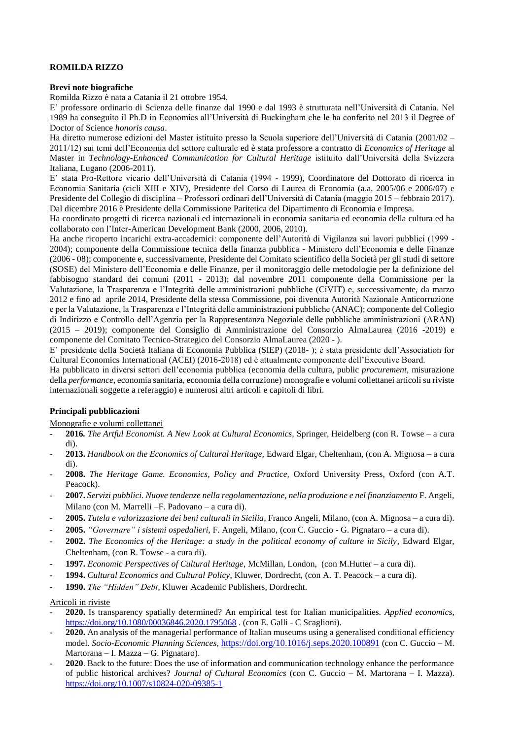**ROMILDA RIZZO**

**Brevi note biografiche**

Romilda Rizzo è nata a Catania il 21 ottobre 1954.

E' professore ordinario di Scienza delle finanze dal 1990 e dal 1993 è strutturata nell'Università di Catania. Nel 1989 ha conseguito il Ph.D in Economics all'Università di Buckingham che le ha conferito nel 2013 il Degree of Doctor of Science *honoris causa*.

Ha diretto numerose edizioni del Master istituito presso la Scuola superiore dell'Università di Catania (2001/02 – 2011/12) sui temi dell'Economia del settore culturale ed è stata professore a contratto di *Economics of Heritage* al Master in *Technology-Enhanced Communication for Cultural Heritage* istituito dall'Università della Svizzera Italiana, Lugano (2006-2011).

E' stata Pro-Rettore vicario dell'Università di Catania (1994 - 1999), Coordinatore del Dottorato di ricerca in Economia Sanitaria (cicli XIII e XIV), Presidente del Corso di Laurea di Economia (a.a. 2005/06 e 2006/07) e Presidente del Collegio di disciplina – Professori ordinari dell'Università di Catania (maggio 2015 – febbraio 2017). Dal dicembre 2016 è Presidente della Commissione Paritetica del Dipartimento di Economia e Impresa.

Ha coordinato progetti di ricerca nazionali ed internazionali in economia sanitaria ed economia della cultura ed ha collaborato con l'Inter-American Development Bank (2000, 2006, 2010).

Ha anche ricoperto incarichi extra-accademici: componente dell'Autorità di Vigilanza sui lavori pubblici (1999 - 2004); componente della Commissione tecnica della finanza pubblica - Ministero dell'Economia e delle Finanze (2006 - 08); componente e, successivamente, Presidente del Comitato scientifico della Società per gli studi di settore (SOSE) del Ministero dell'Economia e delle Finanze, per il monitoraggio delle metodologie per la definizione del fabbisogno standard dei comuni (2011 - 2013); dal novembre 2011 componente della Commissione per la Valutazione, la Trasparenza e l'Integrità delle amministrazioni pubbliche (CiVIT) e, successivamente, da marzo 2012 e fino ad aprile 2014, Presidente della stessa Commissione, poi divenuta Autorità Nazionale Anticorruzione e per la Valutazione, la Trasparenza e l'Integrità delle amministrazioni pubbliche (ANAC); componente del Collegio di Indirizzo e Controllo dell'Agenzia per la Rappresentanza Negoziale delle pubbliche amministrazioni (ARAN) (2015 – 2019); componente del Consiglio di Amministrazione del Consorzio AlmaLaurea (2016 -2019) e componente del Comitato Tecnico-Strategico del Consorzio AlmaLaurea (2020 - ).

E' presidente della Società Italiana di Economia Pubblica (SIEP) (2018- ); è stata presidente dell'Association for Cultural Economics International (ACEI) (2016-2018) ed è attualmente componente dell'Executive Board.

Ha pubblicato in diversi settori dell'economia pubblica (economia della cultura, public *procurement*, misurazione della *performance*, economia sanitaria, economia della corruzione) monografie e volumi collettanei articoli su riviste internazionali soggette a referaggio) e numerosi altri articoli e capitoli di libri.

**Principali pubblicazioni**

Monografie e volumi collettanei

- **2016.** *The Artful Economist. A New Look at Cultural Economics,* Springer, Heidelberg (con R. Towse – a cura di).
- **2013.** *Handbook on the Economics of Cultural Heritage,* Edward Elgar, Cheltenham, (con A. Mignosa – a cura di).
- **2008.** *The Heritage Game. Economics, Policy and Practice,* Oxford University Press, Oxford (con A.T. Peacock).
- **2007.** *Servizi pubblici. Nuove tendenze nella regolamentazione, nella produzione e nel finanziamento* F. Angeli, Milano (con M. Marrelli –F. Padovano – a cura di).
- **2005.** *Tutela e valorizzazione dei beni culturali in Sicilia*, Franco Angeli, Milano, (con A. Mignosa – a cura di).
- **2005.** *"Governare" i sistemi ospedalieri,* F. Angeli, Milano, (con C. Guccio - G. Pignataro – a cura di).
- **2002.** *The Economics of the Heritage: a study in the political economy of culture in Sicily*, Edward Elgar, Cheltenham, (con R. Towse - a cura di).
- **1997.** *Economic Perspectives of Cultural Heritage*, McMillan, London, (con M.Hutter – a cura di).
- **1994.** *Cultural Economics and Cultural Policy*, Kluwer, Dordrecht, (con A. T. Peacock – a cura di).
- **1990.** *The "Hidden" Debt*, Kluwer Academic Publishers, Dordrecht.

Articoli in riviste

- **2020.** Is transparency spatially determined? An empirical test for Italian municipalities. *Applied economics*, https://doi.org/10.1080/00036846.2020.1795068 . (con E. Galli - C Scaglioni).
- **2020.** An analysis of the managerial performance of Italian museums using a generalised conditional efficiency model. *Socio-Economic Planning Sciences*, https://doi.org/10.1016/j.seps.2020.100891 (con C. Guccio – M. Martorana – I. Mazza – G. Pignataro).
- **2020**. Back to the future: Does the use of information and communication technology enhance the performance of public historical archives? *Journal of Cultural Economics* (con C. Guccio – M. Martorana – I. Mazza). https://doi.org/10.1007/s10824-020-09385-1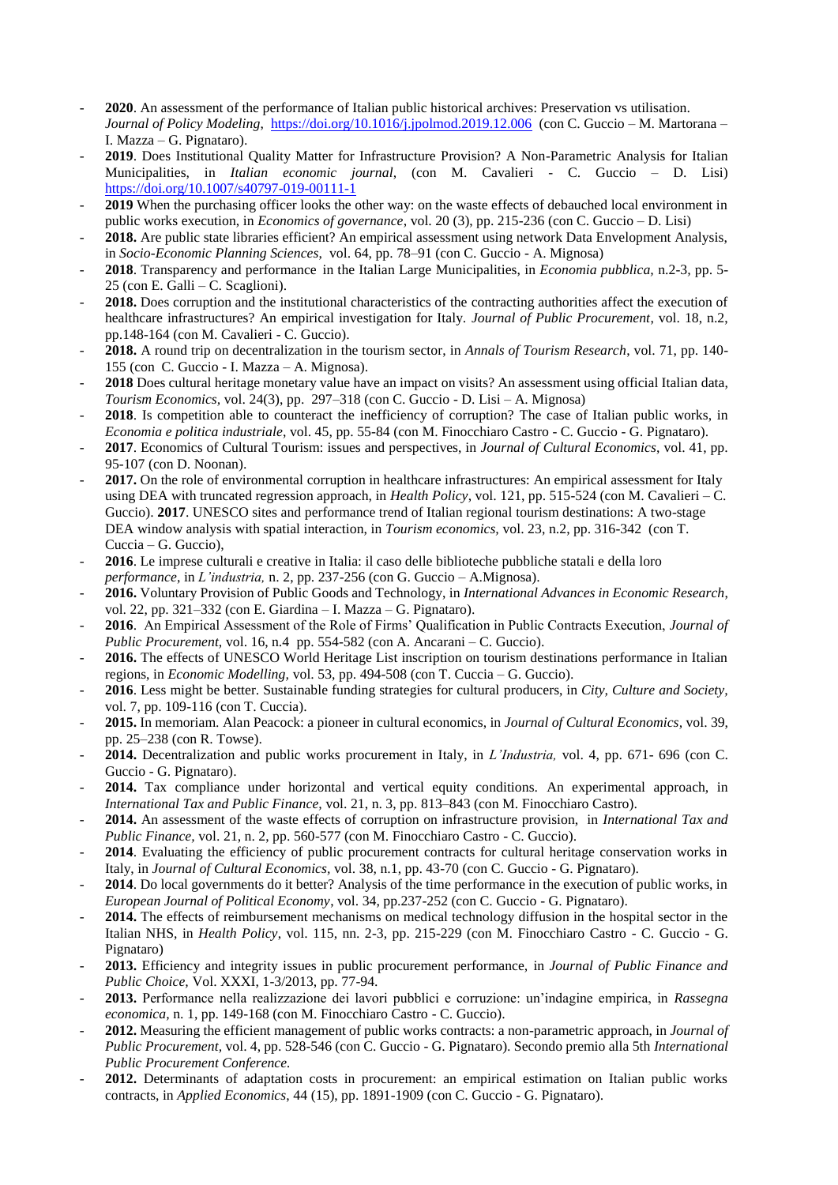- **2020**. An assessment of the performance of Italian public historical archives: Preservation vs utilisation. *Journal of Policy Modeling,* https://doi.org/10.1016/j.jpolmod.2019.12.006 (con C. Guccio – M. Martorana – I. Mazza – G. Pignataro).
- **2019**. Does Institutional Quality Matter for Infrastructure Provision? A Non-Parametric Analysis for Italian Municipalities, in *Italian economic journal*, (con M. Cavalieri - C. Guccio – D. Lisi) https://doi.org/10.1007/s40797-019-00111-1
- **2019** When the purchasing officer looks the other way: on the waste effects of debauched local environment in public works execution, in *Economics of governance*, vol. 20 (3), pp. 215-236 (con C. Guccio – D. Lisi)
- **2018.** Are public state libraries efficient? An empirical assessment using network Data Envelopment Analysis, in *Socio-Economic Planning Sciences,* vol. 64, pp. 78–91 (con C. Guccio - A. Mignosa)
- **2018**. Transparency and performance in the Italian Large Municipalities, in *Economia pubblica*, n.2-3, pp. 5-25 (con E. Galli – C. Scaglioni).
- **2018.** Does corruption and the institutional characteristics of the contracting authorities affect the execution of healthcare infrastructures? An empirical investigation for Italy. *Journal of Public Procurement*, vol. 18, n.2, pp.148-164 (con M. Cavalieri - C. Guccio).
- **2018.** A round trip on decentralization in the tourism sector, in *Annals of Tourism Research*, vol. 71, pp. 140-155 (con C. Guccio - I. Mazza – A. Mignosa).
- **2018** Does cultural heritage monetary value have an impact on visits? An assessment using official Italian data, *Tourism Economics*, vol. 24(3), pp. 297–318 (con C. Guccio - D. Lisi – A. Mignosa)
- **2018**. Is competition able to counteract the inefficiency of corruption? The case of Italian public works, in *Economia e politica industriale*, vol. 45, pp. 55-84 (con M. Finocchiaro Castro - C. Guccio - G. Pignataro).
- **2017**. Economics of Cultural Tourism: issues and perspectives, in *Journal of Cultural Economics*, vol. 41, pp. 95-107 (con D. Noonan).
- **2017.** On the role of environmental corruption in healthcare infrastructures: An empirical assessment for Italy using DEA with truncated regression approach, in *Health Policy,* vol. 121, pp. 515-524 (con M. Cavalieri – C. Guccio). **2017**. UNESCO sites and performance trend of Italian regional tourism destinations: A two-stage DEA window analysis with spatial interaction, in *Tourism economics,* vol. 23, n.2, pp. 316-342 (con T. Cuccia – G. Guccio),
- **2016**. Le imprese culturali e creative in Italia: il caso delle biblioteche pubbliche statali e della loro *performance*, in *L'industria,* n. 2, pp. 237-256 (con G. Guccio – A.Mignosa).
- **2016.** Voluntary Provision of Public Goods and Technology, in *International Advances in Economic Research*, vol. 22, pp. 321–332 (con E. Giardina – I. Mazza – G. Pignataro).
- **2016**. An Empirical Assessment of the Role of Firms' Qualification in Public Contracts Execution, *Journal of Public Procurement*, vol. 16, n.4 pp. 554-582 (con A. Ancarani – C. Guccio).
- **2016.** The effects of UNESCO World Heritage List inscription on tourism destinations performance in Italian regions, in *Economic Modelling,* vol. 53, pp. 494-508 (con T. Cuccia – G. Guccio).
- **2016**. Less might be better. Sustainable funding strategies for cultural producers, in *City, Culture and Society,* vol. 7, pp. 109-116 (con T. Cuccia).
- **2015.** In memoriam. Alan Peacock: a pioneer in cultural economics, in *Journal of Cultural Economics*, vol. 39, pp. 25–238 (con R. Towse).
- **2014.** Decentralization and public works procurement in Italy, in *L'Industria,* vol. 4, pp. 671- 696 (con C. Guccio - G. Pignataro).
- **2014.** Tax compliance under horizontal and vertical equity conditions. An experimental approach, in *International Tax and Public Finance,* vol. 21, n. 3, pp. 813–843 (con M. Finocchiaro Castro).
- **2014.** An assessment of the waste effects of corruption on infrastructure provision, in *International Tax and Public Finance,* vol. 21, n. 2, pp. 560-577 (con M. Finocchiaro Castro - C. Guccio).
- **2014**. Evaluating the efficiency of public procurement contracts for cultural heritage conservation works in Italy, in *Journal of Cultural Economics*, vol. 38, n.1, pp. 43-70 (con C. Guccio - G. Pignataro).
- **2014**. Do local governments do it better? Analysis of the time performance in the execution of public works, in *European Journal of Political Economy*, vol. 34, pp.237-252 (con C. Guccio - G. Pignataro).
- **2014.** The effects of reimbursement mechanisms on medical technology diffusion in the hospital sector in the Italian NHS, in *Health Policy*, vol. 115, nn. 2-3, pp. 215-229 (con M. Finocchiaro Castro - C. Guccio - G. Pignataro)
- **2013.** Efficiency and integrity issues in public procurement performance, in *Journal of Public Finance and Public Choice*, Vol. XXXI, 1-3/2013, pp. 77-94.
- **2013.** Performance nella realizzazione dei lavori pubblici e corruzione: un'indagine empirica, in *Rassegna economica*, n. 1, pp. 149-168 (con M. Finocchiaro Castro - C. Guccio).
- **2012.** Measuring the efficient management of public works contracts: a non-parametric approach, in *Journal of Public Procurement,* vol. 4, pp. 528-546 (con C. Guccio - G. Pignataro). Secondo premio alla 5th *International Public Procurement Conference.*
- **2012.** Determinants of adaptation costs in procurement: an empirical estimation on Italian public works contracts, in *Applied Economics*, 44 (15), pp. 1891-1909 (con C. Guccio - G. Pignataro).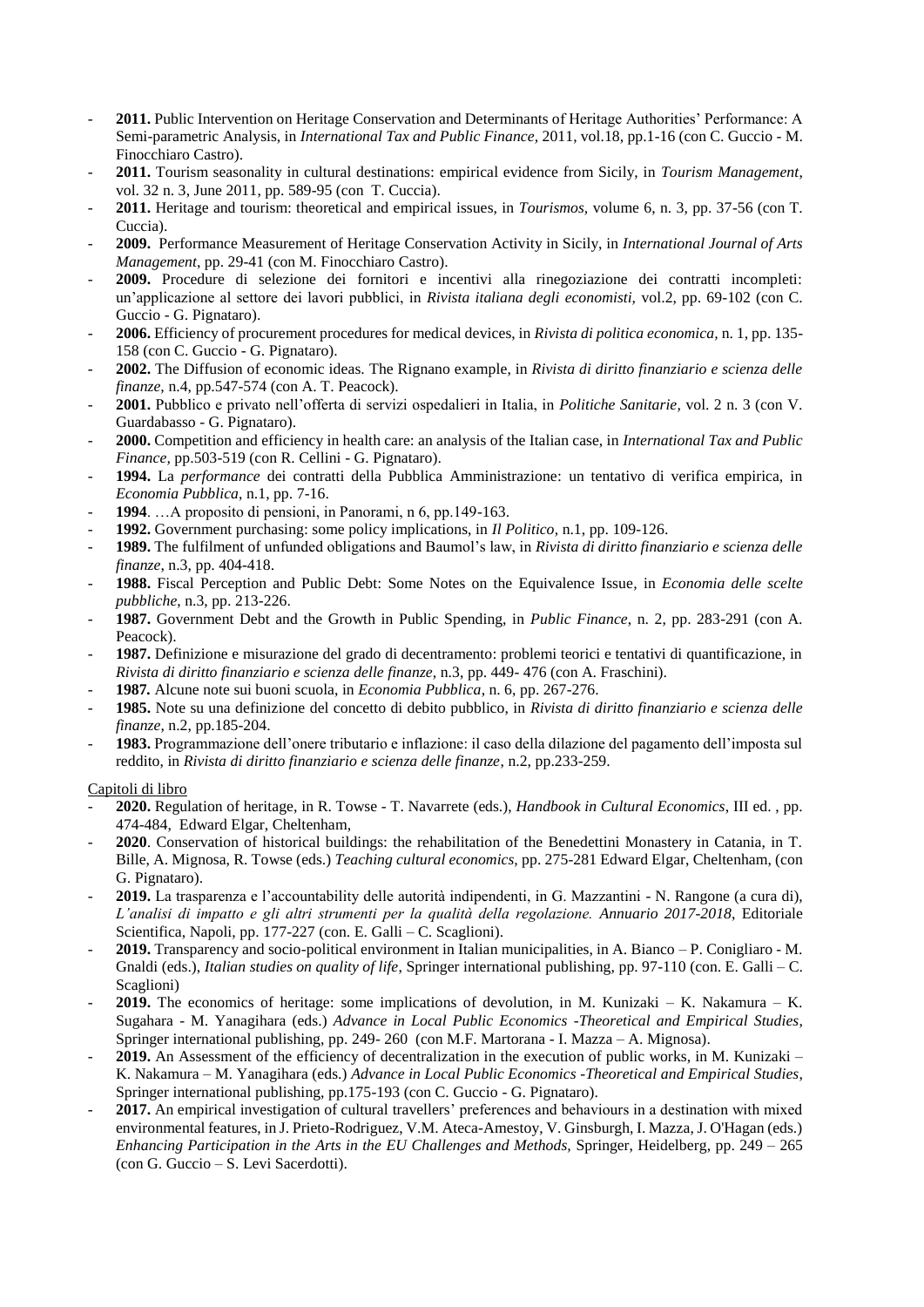- **2011.** Public Intervention on Heritage Conservation and Determinants of Heritage Authorities' Performance: A Semi-parametric Analysis, in *International Tax and Public Finance*, 2011, vol.18, pp.1-16 (con C. Guccio - M. Finocchiaro Castro).
- **2011.** Tourism seasonality in cultural destinations: empirical evidence from Sicily, in *Tourism Management*, vol. 32 n. 3, June 2011, pp. 589-95 (con T. Cuccia).
- **2011.** Heritage and tourism: theoretical and empirical issues, in *Tourismos*, volume 6, n. 3, pp. 37-56 (con T. Cuccia).
- **2009.** Performance Measurement of Heritage Conservation Activity in Sicily, in *International Journal of Arts Management*, pp. 29-41 (con M. Finocchiaro Castro).
- **2009.** Procedure di selezione dei fornitori e incentivi alla rinegoziazione dei contratti incompleti: un'applicazione al settore dei lavori pubblici, in *Rivista italiana degli economisti*, vol.2, pp. 69-102 (con C. Guccio - G. Pignataro).
- **2006.** Efficiency of procurement procedures for medical devices, in *Rivista di politica economica*, n. 1, pp. 135-158 (con C. Guccio - G. Pignataro).
- **2002.** The Diffusion of economic ideas. The Rignano example, in *Rivista di diritto finanziario e scienza delle finanze*, n.4, pp.547-574 (con A. T. Peacock).
- **2001.** Pubblico e privato nell'offerta di servizi ospedalieri in Italia, in *Politiche Sanitarie*, vol. 2 n. 3 (con V. Guardabasso - G. Pignataro).
- **2000.** Competition and efficiency in health care: an analysis of the Italian case, in *International Tax and Public Finance*, pp.503-519 (con R. Cellini - G. Pignataro).
- **1994.** La *performance* dei contratti della Pubblica Amministrazione: un tentativo di verifica empirica, in *Economia Pubblica*, n.1, pp. 7-16.
- **1994**. …A proposito di pensioni, in Panorami, n 6, pp.149-163.
- **1992.** Government purchasing: some policy implications, in *Il Politico*, n.1, pp. 109-126.
- **1989.** The fulfilment of unfunded obligations and Baumol's law, in *Rivista di diritto finanziario e scienza delle finanze*, n.3, pp. 404-418.
- **1988.** Fiscal Perception and Public Debt: Some Notes on the Equivalence Issue, in *Economia delle scelte pubbliche*, n.3, pp. 213-226.
- **1987.** Government Debt and the Growth in Public Spending, in *Public Finance*, n. 2, pp. 283-291 (con A. Peacock).
- **1987.** Definizione e misurazione del grado di decentramento: problemi teorici e tentativi di quantificazione, in *Rivista di diritto finanziario e scienza delle finanze*, n.3, pp. 449- 476 (con A. Fraschini).
- **1987.** Alcune note sui buoni scuola, in *Economia Pubblica*, n. 6, pp. 267-276.
- **1985.** Note su una definizione del concetto di debito pubblico, in *Rivista di diritto finanziario e scienza delle finanze*, n.2, pp.185-204.
- **1983.** Programmazione dell'onere tributario e inflazione: il caso della dilazione del pagamento dell'imposta sul reddito, in *Rivista di diritto finanziario e scienza delle finanze*, n.2, pp.233-259.

Capitoli di libro

- **2020.** Regulation of heritage, in R. Towse - T. Navarrete (eds.), *Handbook in Cultural Economics*, III ed. , pp. 474-484, Edward Elgar, Cheltenham,
- **2020**. Conservation of historical buildings: the rehabilitation of the Benedettini Monastery in Catania, in T. Bille, A. Mignosa, R. Towse (eds.) *Teaching cultural economics*, pp. 275-281 Edward Elgar, Cheltenham, (con G. Pignataro).
- **2019.** La trasparenza e l'accountability delle autorità indipendenti, in G. Mazzantini - N. Rangone (a cura di), *L'analisi di impatto e gli altri strumenti per la qualità della regolazione. Annuario 2017-2018*, Editoriale Scientifica, Napoli, pp. 177-227 (con. E. Galli – C. Scaglioni).
- **2019.** Transparency and socio-political environment in Italian municipalities, in A. Bianco – P. Conigliaro - M. Gnaldi (eds.), *Italian studies on quality of life*, Springer international publishing, pp. 97-110 (con. E. Galli – C. Scaglioni)
- **2019.** The economics of heritage: some implications of devolution, in M. Kunizaki – K. Nakamura – K. Sugahara - M. Yanagihara (eds.) *Advance in Local Public Economics -Theoretical and Empirical Studies*, Springer international publishing, pp. 249- 260 (con M.F. Martorana - I. Mazza – A. Mignosa).
- **2019.** An Assessment of the efficiency of decentralization in the execution of public works, in M. Kunizaki – K. Nakamura – M. Yanagihara (eds.) *Advance in Local Public Economics -Theoretical and Empirical Studies*, Springer international publishing, pp.175-193 (con C. Guccio - G. Pignataro).
- **2017.** An empirical investigation of cultural travellers' preferences and behaviours in a destination with mixed environmental features, in J. Prieto-Rodriguez, V.M. Ateca-Amestoy, V. Ginsburgh, I. Mazza, J. O'Hagan (eds.) *Enhancing Participation in the Arts in the EU Challenges and Methods*, Springer, Heidelberg, pp. 249 – 265 (con G. Guccio – S. Levi Sacerdotti).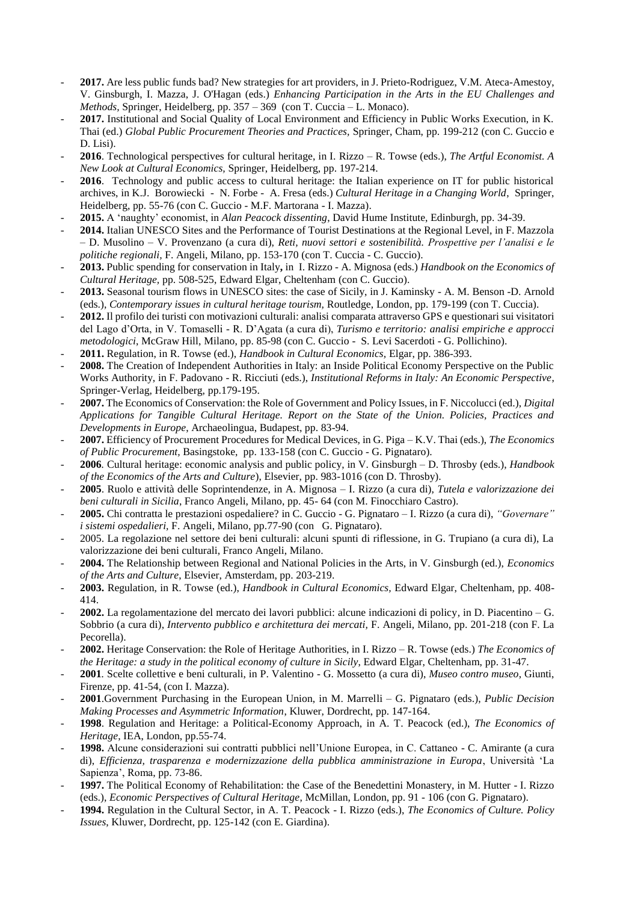- **2017.** Are less public funds bad? New strategies for art providers, in J. Prieto-Rodriguez, V.M. Ateca-Amestoy, V. Ginsburgh, I. Mazza, J. O'Hagan (eds.) *Enhancing Participation in the Arts in the EU Challenges and Methods*, Springer, Heidelberg, pp. 357 – 369 (con T. Cuccia – L. Monaco).
- **2017.** Institutional and Social Quality of Local Environment and Efficiency in Public Works Execution, in K. Thai (ed.) *Global Public Procurement Theories and Practices,* Springer, Cham, pp. 199-212 (con C. Guccio e D. Lisi).
- **2016**. Technological perspectives for cultural heritage, in I. Rizzo – R. Towse (eds.), *The Artful Economist. A New Look at Cultural Economics,* Springer, Heidelberg, pp. 197-214.
- **2016**. Technology and public access to cultural heritage: the Italian experience on IT for public historical archives, in K.J. Borowiecki - N. Forbe - A. Fresa (eds.) *Cultural Heritage in a Changing World*, Springer, Heidelberg, pp. 55-76 (con C. Guccio - M.F. Martorana - I. Mazza).
- **2015.** A 'naughty' economist, in *Alan Peacock dissenting,* David Hume Institute, Edinburgh, pp. 34-39.
- **2014.** Italian UNESCO Sites and the Performance of Tourist Destinations at the Regional Level, in F. Mazzola – D. Musolino – V. Provenzano (a cura di), *Reti, nuovi settori e sostenibilità. Prospettive per l'analisi e le politiche regionali,* F. Angeli, Milano, pp. 153-170 (con T. Cuccia - C. Guccio).
- **2013.** Public spending for conservation in Italy**,** in I. Rizzo - A. Mignosa (eds.) *Handbook on the Economics of Cultural Heritage,* pp. 508-525, Edward Elgar, Cheltenham (con C. Guccio).
- **2013.** Seasonal tourism flows in UNESCO sites: the case of Sicily, in J. Kaminsky - A. M. Benson -D. Arnold (eds.), *Contemporary issues in cultural heritage tourism,* Routledge, London, pp. 179-199 (con T. Cuccia).
- **2012.** Il profilo dei turisti con motivazioni culturali: analisi comparata attraverso GPS e questionari sui visitatori del Lago d'Orta, in V. Tomaselli - R. D'Agata (a cura di), *Turismo e territorio: analisi empiriche e approcci metodologici*, McGraw Hill, Milano, pp. 85-98 (con C. Guccio - S. Levi Sacerdoti - G. Pollichino).
- **2011.** Regulation, in R. Towse (ed.), *Handbook in Cultural Economics,* Elgar, pp. 386-393.
- **2008.** The Creation of Independent Authorities in Italy: an Inside Political Economy Perspective on the Public Works Authority, in F. Padovano - R. Ricciuti (eds.), *Institutional Reforms in Italy: An Economic Perspective*, Springer-Verlag, Heidelberg, pp.179-195.
- **2007.** The Economics of Conservation: the Role of Government and Policy Issues, in F. Niccolucci (ed.), *Digital Applications for Tangible Cultural Heritage. Report on the State of the Union. Policies, Practices and Developments in Europe*, Archaeolingua, Budapest, pp. 83-94.
- **2007.** Efficiency of Procurement Procedures for Medical Devices, in G. Piga – K.V. Thai (eds.), *The Economics of Public Procurement,* Basingstoke, pp. 133-158 (con C. Guccio - G. Pignataro).
- **2006**. Cultural heritage: economic analysis and public policy, in V. Ginsburgh – D. Throsby (eds.), *Handbook of the Economics of the Arts and Culture*), Elsevier, pp. 983-1016 (con D. Throsby).
- **2005**. Ruolo e attività delle Soprintendenze, in A. Mignosa – I. Rizzo (a cura di), *Tutela e valorizzazione dei beni culturali in Sicilia*, Franco Angeli, Milano, pp. 45- 64 (con M. Finocchiaro Castro).
- **2005.** Chi contratta le prestazioni ospedaliere? in C. Guccio - G. Pignataro – I. Rizzo (a cura di), *"Governare" i sistemi ospedalieri*, F. Angeli, Milano, pp.77-90 (con G. Pignataro).
- 2005. La regolazione nel settore dei beni culturali: alcuni spunti di riflessione, in G. Trupiano (a cura di), La valorizzazione dei beni culturali, Franco Angeli, Milano.
- **2004.** The Relationship between Regional and National Policies in the Arts, in V. Ginsburgh (ed.), *Economics of the Arts and Culture*, Elsevier, Amsterdam, pp. 203-219.
- **2003.** Regulation, in R. Towse (ed.), *Handbook in Cultural Economics,* Edward Elgar, Cheltenham, pp. 408-414.
- **2002.** La regolamentazione del mercato dei lavori pubblici: alcune indicazioni di policy, in D. Piacentino – G. Sobbrio (a cura di), *Intervento pubblico e architettura dei mercati,* F. Angeli, Milano, pp. 201-218 (con F. La Pecorella).
- **2002.** Heritage Conservation: the Role of Heritage Authorities, in I. Rizzo – R. Towse (eds.) *The Economics of the Heritage: a study in the political economy of culture in Sicily,* Edward Elgar, Cheltenham, pp. 31-47.
- **2001**. Scelte collettive e beni culturali, in P. Valentino - G. Mossetto (a cura di), *Museo contro museo*, Giunti, Firenze, pp. 41-54, (con I. Mazza).
- **2001**.Government Purchasing in the European Union, in M. Marrelli – G. Pignataro (eds.), *Public Decision Making Processes and Asymmetric Information*, Kluwer, Dordrecht, pp. 147-164.
- **1998**. Regulation and Heritage: a Political-Economy Approach, in A. T. Peacock (ed.), *The Economics of Heritage*, IEA, London, pp.55-74.
- **1998.** Alcune considerazioni sui contratti pubblici nell'Unione Europea, in C. Cattaneo - C. Amirante (a cura di), *Efficienza, trasparenza e modernizzazione della pubblica amministrazione in Europa*, Università 'La Sapienza', Roma, pp. 73-86.
- **1997.** The Political Economy of Rehabilitation: the Case of the Benedettini Monastery, in M. Hutter - I. Rizzo (eds.), *Economic Perspectives of Cultural Heritage*, McMillan, London, pp. 91 - 106 (con G. Pignataro).
- **1994.** Regulation in the Cultural Sector, in A. T. Peacock - I. Rizzo (eds.), *The Economics of Culture. Policy Issues*, Kluwer, Dordrecht, pp. 125-142 (con E. Giardina).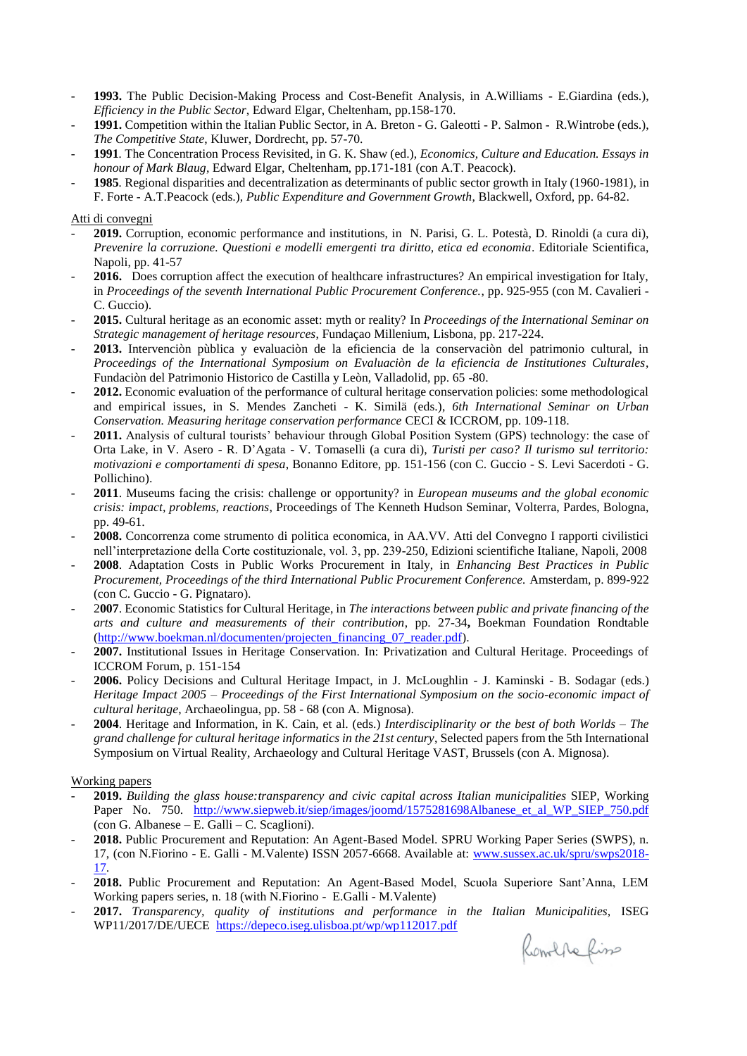- **1993.** The Public Decision-Making Process and Cost-Benefit Analysis, in A.Williams - E.Giardina (eds.), *Efficiency in the Public Sector*, Edward Elgar, Cheltenham, pp.158-170.
- **1991.** Competition within the Italian Public Sector, in A. Breton - G. Galeotti - P. Salmon - R.Wintrobe (eds.), *The Competitive State*, Kluwer, Dordrecht, pp. 57-70.
- **1991**. The Concentration Process Revisited, in G. K. Shaw (ed.), *Economics, Culture and Education. Essays in honour of Mark Blaug*, Edward Elgar, Cheltenham, pp.171-181 (con A.T. Peacock).
- **1985**. Regional disparities and decentralization as determinants of public sector growth in Italy (1960-1981), in F. Forte - A.T.Peacock (eds.), *Public Expenditure and Government Growth*, Blackwell, Oxford, pp. 64-82.

<u>Atti di convegni</u>

- **2019.** Corruption, economic performance and institutions, in N. Parisi, G. L. Potestà, D. Rinoldi (a cura di), *Prevenire la corruzione. Questioni e modelli emergenti tra diritto, etica ed economia*. Editoriale Scientifica, Napoli, pp. 41-57
- **2016.** Does corruption affect the execution of healthcare infrastructures? An empirical investigation for Italy, in *Proceedings of the seventh International Public Procurement Conference.*, pp. 925-955 (con M. Cavalieri - C. Guccio).
- **2015.** Cultural heritage as an economic asset: myth or reality? In *Proceedings of the International Seminar on Strategic management of heritage resources*, Fundaçao Millenium, Lisbona, pp. 217-224.
- **2013.** Intervenciòn pùblica y evaluaciòn de la eficiencia de la conservaciòn del patrimonio cultural, in *Proceedings of the International Symposium on Evaluaciòn de la eficiencia de Institutiones Culturales*, Fundaciòn del Patrimonio Historico de Castilla y Leòn, Valladolid, pp. 65 -80.
- **2012.** Economic evaluation of the performance of cultural heritage conservation policies: some methodological and empirical issues, in S. Mendes Zancheti - K. Similä (eds.), *6th International Seminar on Urban Conservation. Measuring heritage conservation performance* CECI & ICCROM, pp. 109-118.
- **2011.** Analysis of cultural tourists' behaviour through Global Position System (GPS) technology: the case of Orta Lake, in V. Asero - R. D'Agata - V. Tomaselli (a cura di), *Turisti per caso? Il turismo sul territorio: motivazioni e comportamenti di spesa*, Bonanno Editore, pp. 151-156 (con C. Guccio - S. Levi Sacerdoti - G. Pollichino).
- **2011**. Museums facing the crisis: challenge or opportunity? in *European museums and the global economic crisis: impact, problems, reactions*, Proceedings of The Kenneth Hudson Seminar, Volterra, Pardes, Bologna, pp. 49-61.
- **2008.** Concorrenza come strumento di politica economica, in AA.VV. Atti del Convegno I rapporti civilistici nell'interpretazione della Corte costituzionale, vol. 3, pp. 239-250, Edizioni scientifiche Italiane, Napoli, 2008
- **2008**. Adaptation Costs in Public Works Procurement in Italy, in *Enhancing Best Practices in Public Procurement, Proceedings of the third International Public Procurement Conference.* Amsterdam, p. 899-922 (con C. Guccio - G. Pignataro).
- 2**007**. Economic Statistics for Cultural Heritage, in *The interactions between public and private financing of the arts and culture and measurements of their contribution*, pp. 27-34**,** Boekman Foundation Rondtable (http://www.boekman.nl/documenten/projecten_financing_07_reader.pdf).
- **2007.** Institutional Issues in Heritage Conservation. In: Privatization and Cultural Heritage. Proceedings of ICCROM Forum, p. 151-154
- **2006.** Policy Decisions and Cultural Heritage Impact, in J. McLoughlin - J. Kaminski - B. Sodagar (eds.) *Heritage Impact 2005 – Proceedings of the First International Symposium on the socio-economic impact of cultural heritage*, Archaeolingua, pp. 58 - 68 (con A. Mignosa).
- **2004**. Heritage and Information, in K. Cain, et al. (eds.) *Interdisciplinarity or the best of both Worlds – The grand challenge for cultural heritage informatics in the 21st century*, Selected papers from the 5th International Symposium on Virtual Reality, Archaeology and Cultural Heritage VAST, Brussels (con A. Mignosa).

<u>Working papers</u>

- **2019.** *Building the glass house:transparency and civic capital across Italian municipalities* SIEP, Working Paper No. 750. http://www.siepweb.it/siep/images/joomd/1575281698Albanese_et_al_WP_SIEP_750.pdf (con G. Albanese – E. Galli – C. Scaglioni).
- **2018.** Public Procurement and Reputation: An Agent-Based Model. SPRU Working Paper Series (SWPS), n. 17, (con N.Fiorino - E. Galli - M.Valente) ISSN 2057-6668. Available at: www.sussex.ac.uk/spru/swps2018-17.
- **2018.** Public Procurement and Reputation: An Agent-Based Model, Scuola Superiore Sant'Anna, LEM Working papers series, n. 18 (with N.Fiorino - E.Galli - M.Valente)
- **2017.** *Transparency, quality of institutions and performance in the Italian Municipalities*, ISEG WP11/2017/DE/UECE https://depeco.iseg.ulisboa.pt/wp/wp112017.pdf